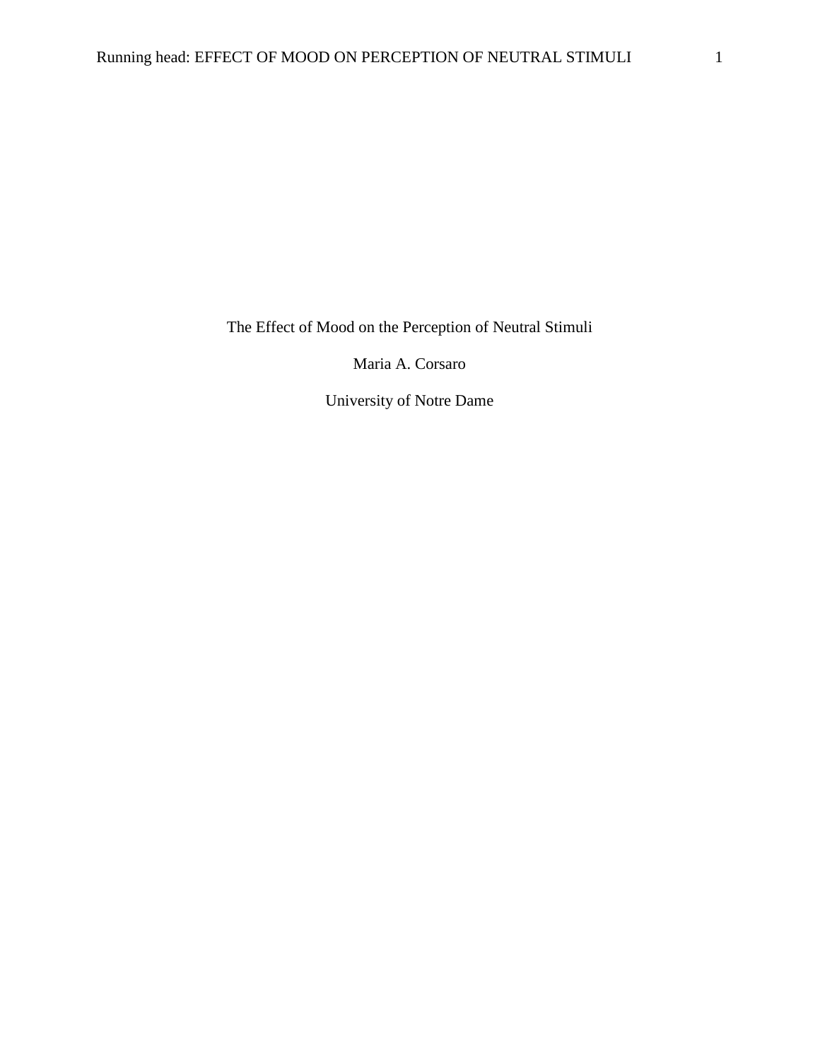# The Effect of Mood on the Perception of Neutral Stimuli

Maria A. Corsaro

University of Notre Dame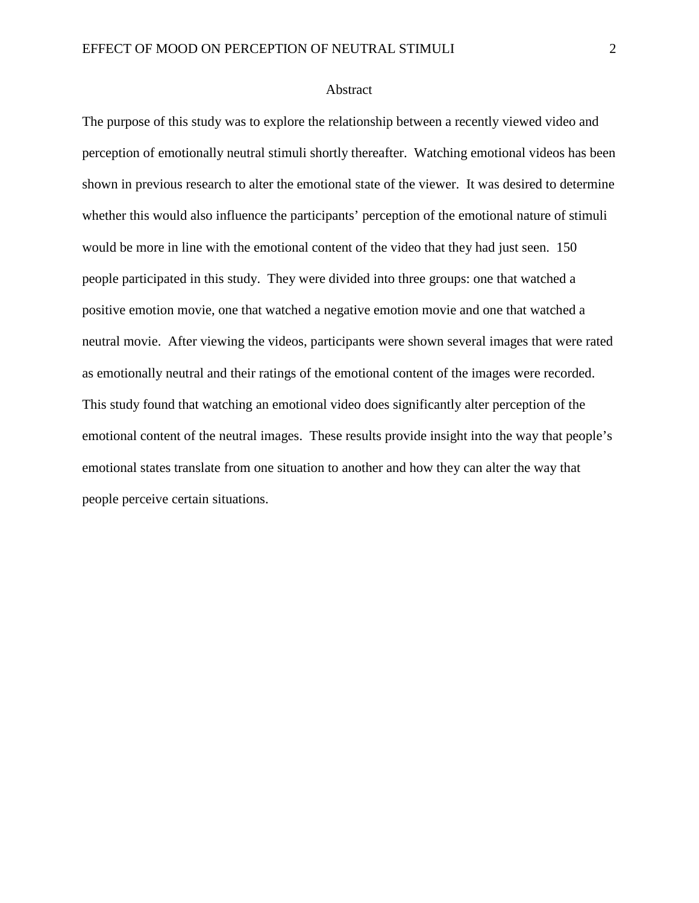# Abstract

The purpose of this study was to explore the relationship between a recently viewed video and perception of emotionally neutral stimuli shortly thereafter. Watching emotional videos has been shown in previous research to alter the emotional state of the viewer. It was desired to determine whether this would also influence the participants' perception of the emotional nature of stimuli would be more in line with the emotional content of the video that they had just seen. 150 people participated in this study. They were divided into three groups: one that watched a positive emotion movie, one that watched a negative emotion movie and one that watched a neutral movie. After viewing the videos, participants were shown several images that were rated as emotionally neutral and their ratings of the emotional content of the images were recorded. This study found that watching an emotional video does significantly alter perception of the emotional content of the neutral images. These results provide insight into the way that people's emotional states translate from one situation to another and how they can alter the way that people perceive certain situations.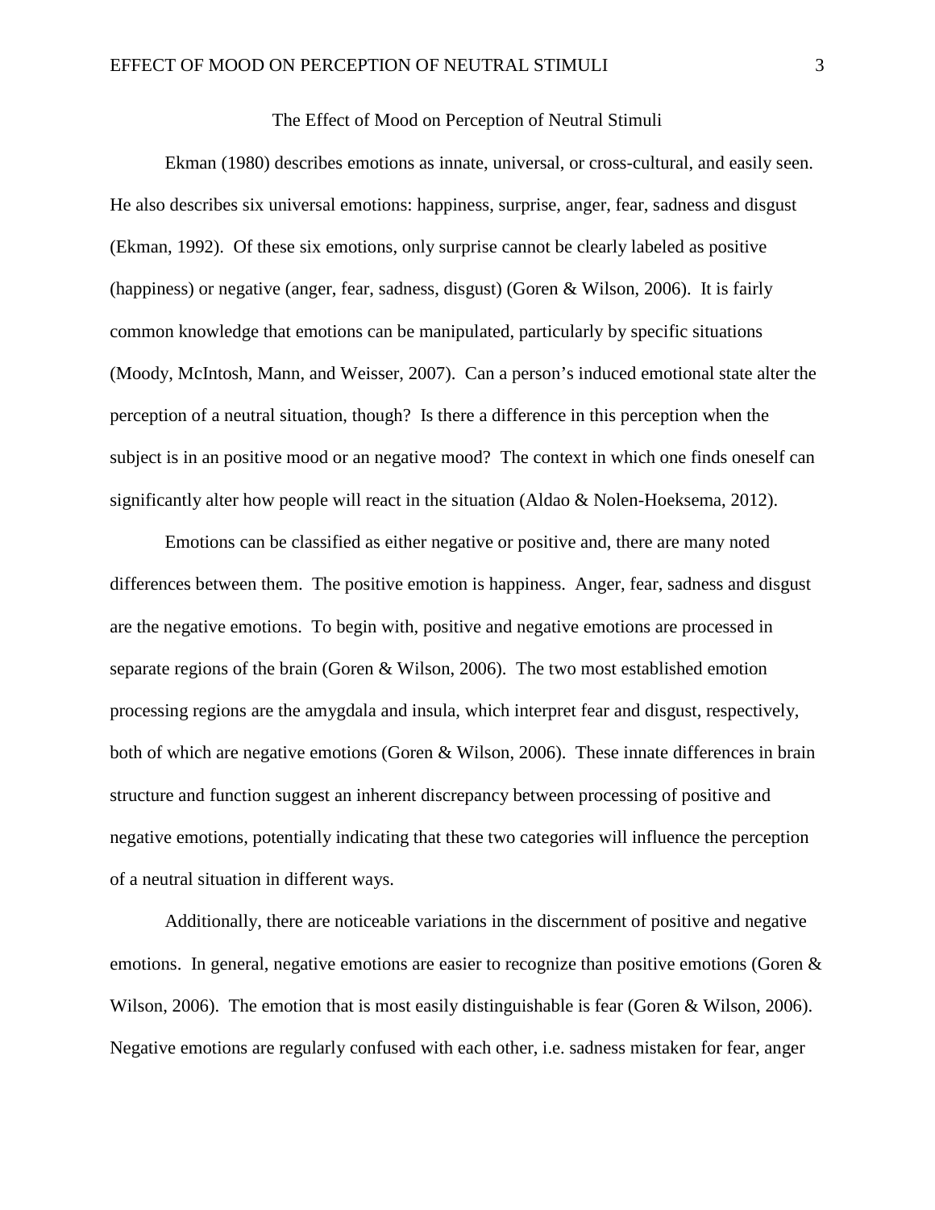# The Effect of Mood on Perception of Neutral Stimuli

Ekman (1980) describes emotions as innate, universal, or cross-cultural, and easily seen. He also describes six universal emotions: happiness, surprise, anger, fear, sadness and disgust (Ekman, 1992). Of these six emotions, only surprise cannot be clearly labeled as positive (happiness) or negative (anger, fear, sadness, disgust) (Goren & Wilson, 2006). It is fairly common knowledge that emotions can be manipulated, particularly by specific situations (Moody, McIntosh, Mann, and Weisser, 2007). Can a person's induced emotional state alter the perception of a neutral situation, though? Is there a difference in this perception when the subject is in an positive mood or an negative mood? The context in which one finds oneself can significantly alter how people will react in the situation (Aldao & Nolen-Hoeksema, 2012).

Emotions can be classified as either negative or positive and, there are many noted differences between them. The positive emotion is happiness. Anger, fear, sadness and disgust are the negative emotions. To begin with, positive and negative emotions are processed in separate regions of the brain (Goren & Wilson, 2006). The two most established emotion processing regions are the amygdala and insula, which interpret fear and disgust, respectively, both of which are negative emotions (Goren & Wilson, 2006). These innate differences in brain structure and function suggest an inherent discrepancy between processing of positive and negative emotions, potentially indicating that these two categories will influence the perception of a neutral situation in different ways.

Additionally, there are noticeable variations in the discernment of positive and negative emotions. In general, negative emotions are easier to recognize than positive emotions (Goren & Wilson, 2006). The emotion that is most easily distinguishable is fear (Goren & Wilson, 2006). Negative emotions are regularly confused with each other, i.e. sadness mistaken for fear, anger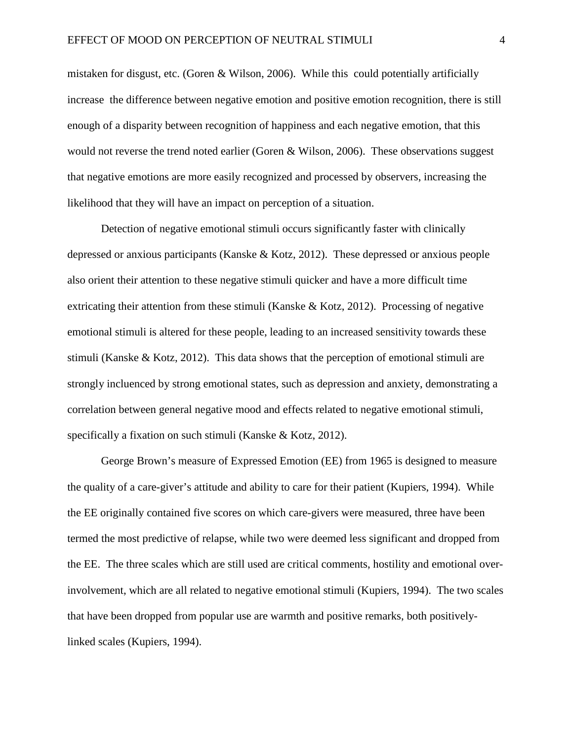mistaken for disgust, etc. (Goren & Wilson, 2006). While this could potentially artificially increase the difference between negative emotion and positive emotion recognition, there is still enough of a disparity between recognition of happiness and each negative emotion, that this would not reverse the trend noted earlier (Goren & Wilson, 2006). These observations suggest that negative emotions are more easily recognized and processed by observers, increasing the likelihood that they will have an impact on perception of a situation.

Detection of negative emotional stimuli occurs significantly faster with clinically depressed or anxious participants (Kanske & Kotz, 2012). These depressed or anxious people also orient their attention to these negative stimuli quicker and have a more difficult time extricating their attention from these stimuli (Kanske & Kotz, 2012). Processing of negative emotional stimuli is altered for these people, leading to an increased sensitivity towards these stimuli (Kanske & Kotz, 2012). This data shows that the perception of emotional stimuli are strongly inclucenced by strong emotional states, such as depression and anxiety, demonstrating a correlation between general negative mood and effects related to negative emotional stimuli, specifically a fixation on such stimuli (Kanske & Kotz, 2012).

George Brown's measure of Expressed Emotion (EE) from 1965 is designed to measure the quality of a care-giver's attitude and ability to care for their patient (Kupiers, 1994). While the EE originally contained five scores on which care-givers were measured, three have been termed the most predictive of relapse, while two were deemed less significant and dropped from the EE. The three scales which are still used are critical comments, hostility and emotional over-involvement, which are all related to negative emotional stimuli (Kupiers, 1994). The two scales that have been dropped from popular use are warmth and positive remarks, both positively-linked scales (Kupiers, 1994).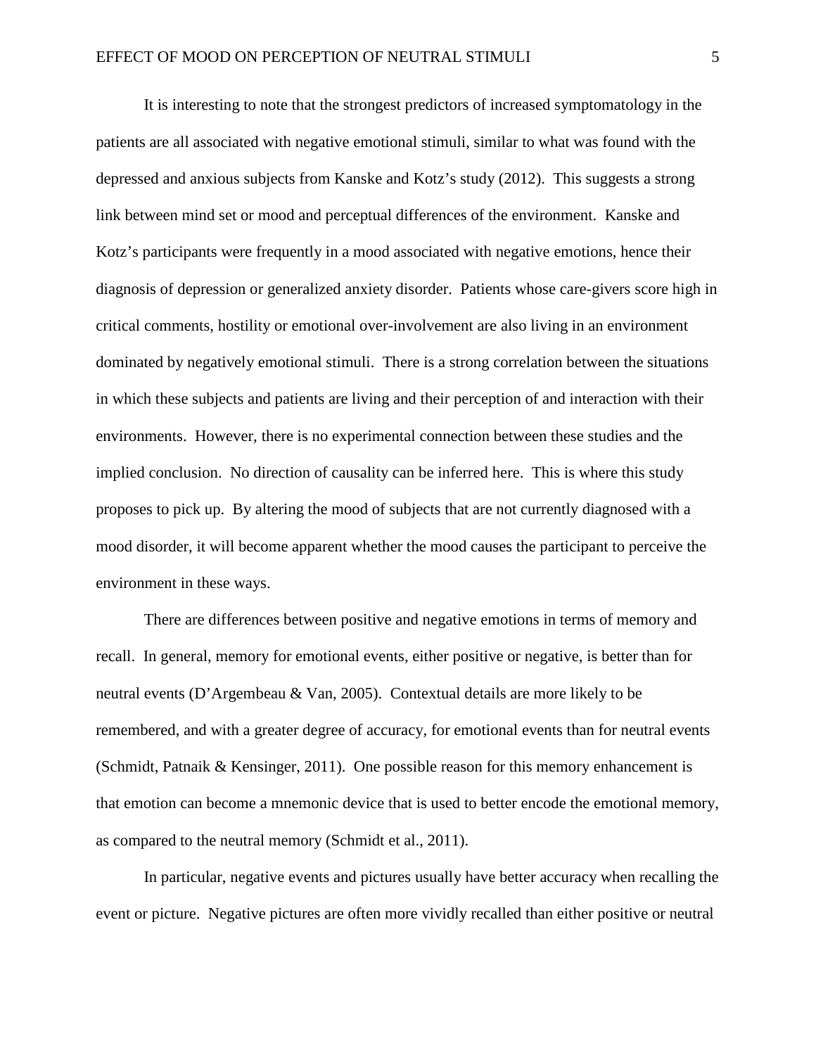It is interesting to note that the strongest predictors of increased symptomatology in the patients are all associated with negative emotional stimuli, similar to what was found with the depressed and anxious subjects from Kanske and Kotz's study (2012). This suggests a strong link between mind set or mood and perceptual differences of the environment. Kanske and Kotz's participants were frequently in a mood associated with negative emotions, hence their diagnosis of depression or generalized anxiety disorder. Patients whose care-givers score high in critical comments, hostility or emotional over-involvement are also living in an environment dominated by negatively emotional stimuli. There is a strong correlation between the situations in which these subjects and patients are living and their perception of and interaction with their environments. However, there is no experimental connection between these studies and the implied conclusion. No direction of causality can be inferred here. This is where this study proposes to pick up. By altering the mood of subjects that are not currently diagnosed with a mood disorder, it will become apparent whether the mood causes the participant to perceive the environment in these ways.

There are differences between positive and negative emotions in terms of memory and recall. In general, memory for emotional events, either positive or negative, is better than for neutral events (D'Argembeau & Van, 2005). Contextual details are more likely to be remembered, and with a greater degree of accuracy, for emotional events than for neutral events (Schmidt, Patnaik & Kensinger, 2011). One possible reason for this memory enhancement is that emotion can become a mnemonic device that is used to better encode the emotional memory, as compared to the neutral memory (Schmidt et al., 2011).

In particular, negative events and pictures usually have better accuracy when recalling the event or picture. Negative pictures are often more vividly recalled than either positive or neutral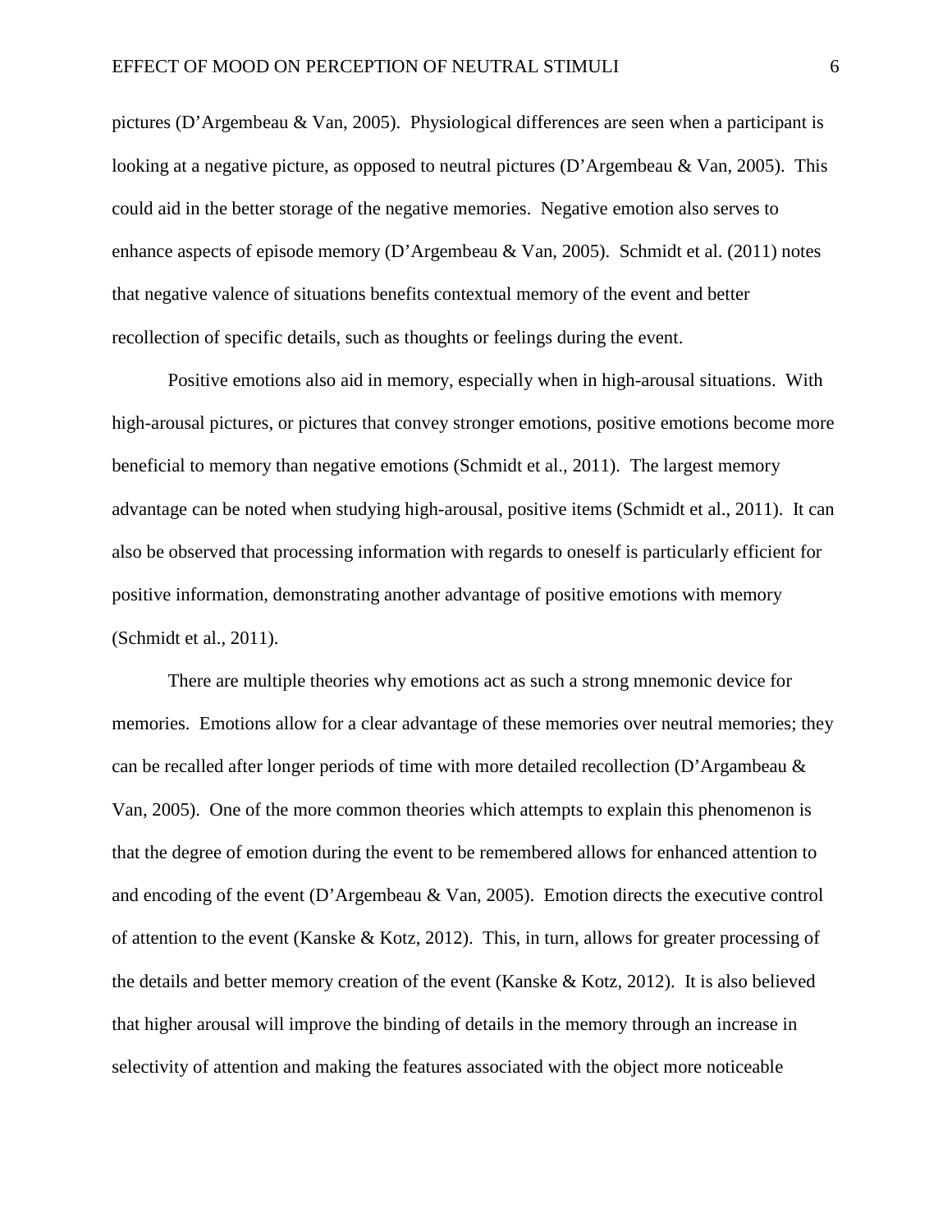pictures (D'Argembeau & Van, 2005). Physiological differences are seen when a participant is looking at a negative picture, as opposed to neutral pictures (D'Argembeau & Van, 2005). This could aid in the better storage of the negative memories. Negative emotion also serves to enhance aspects of episode memory (D'Argembeau & Van, 2005). Schmidt et al. (2011) notes that negative valence of situations benefits contextual memory of the event and better recollection of specific details, such as thoughts or feelings during the event.

Positive emotions also aid in memory, especially when in high-arousal situations. With high-arousal pictures, or pictures that convey stronger emotions, positive emotions become more beneficial to memory than negative emotions (Schmidt et al., 2011). The largest memory advantage can be noted when studying high-arousal, positive items (Schmidt et al., 2011). It can also be observed that processing information with regards to oneself is particularly efficient for positive information, demonstrating another advantage of positive emotions with memory (Schmidt et al., 2011).

There are multiple theories why emotions act as such a strong mnemonic device for memories. Emotions allow for a clear advantage of these memories over neutral memories; they can be recalled after longer periods of time with more detailed recollection (D'Argambeau & Van, 2005). One of the more common theories which attempts to explain this phenomenon is that the degree of emotion during the event to be remembered allows for enhanced attention to and encoding of the event (D'Argembeau & Van, 2005). Emotion directs the executive control of attention to the event (Kanske & Kotz, 2012). This, in turn, allows for greater processing of the details and better memory creation of the event (Kanske & Kotz, 2012). It is also believed that higher arousal will improve the binding of details in the memory through an increase in selectivity of attention and making the features associated with the object more noticeable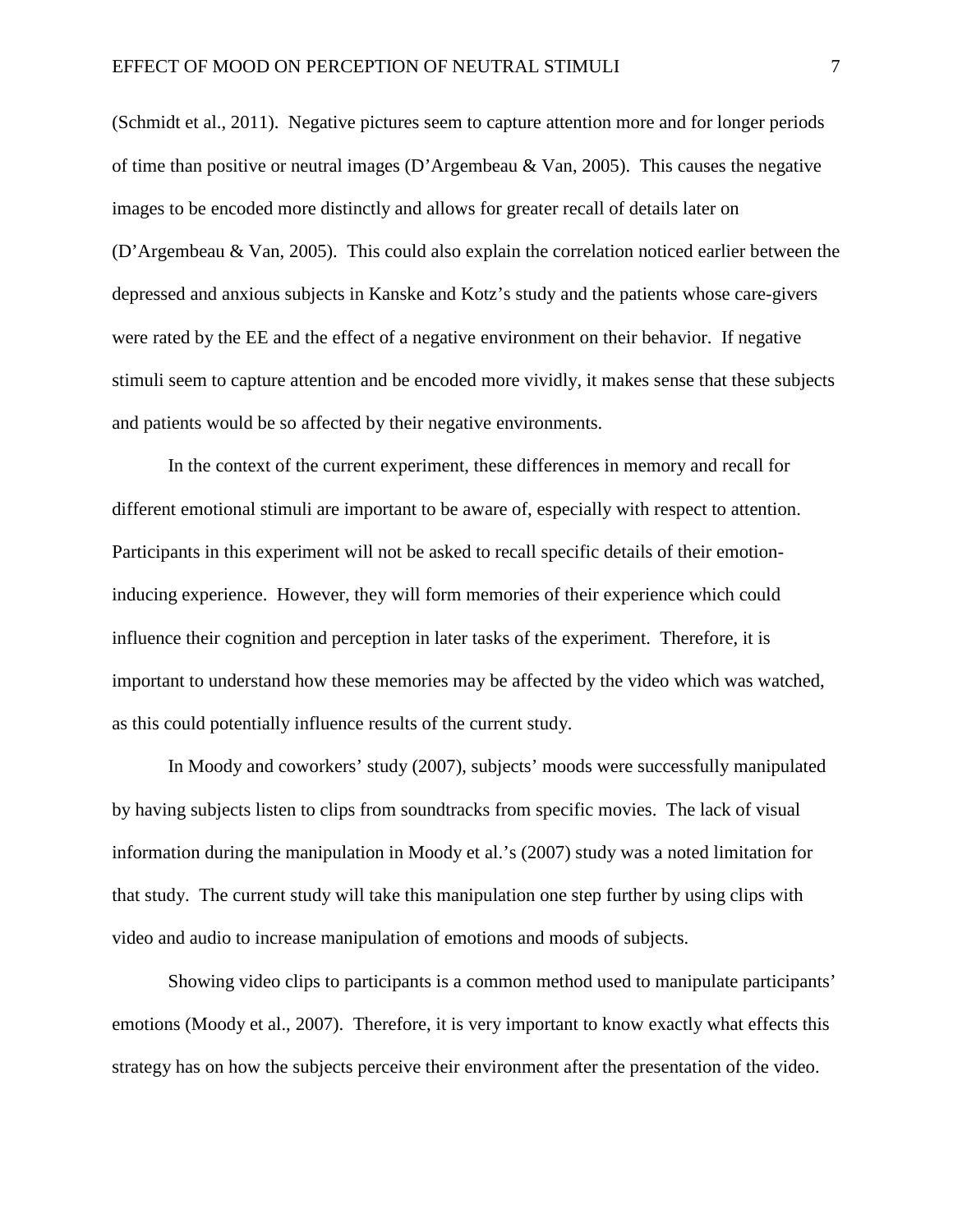(Schmidt et al., 2011). Negative pictures seem to capture attention more and for longer periods of time than positive or neutral images (D'Argembeau & Van, 2005). This causes the negative images to be encoded more distinctly and allows for greater recall of details later on (D'Argembeau & Van, 2005). This could also explain the correlation noticed earlier between the depressed and anxious subjects in Kanske and Kotz's study and the patients whose care-givers were rated by the EE and the effect of a negative environment on their behavior. If negative stimuli seem to capture attention and be encoded more vividly, it makes sense that these subjects and patients would be so affected by their negative environments.

In the context of the current experiment, these differences in memory and recall for different emotional stimuli are important to be aware of, especially with respect to attention. Participants in this experiment will not be asked to recall specific details of their emotion-inducing experience. However, they will form memories of their experience which could influence their cognition and perception in later tasks of the experiment. Therefore, it is important to understand how these memories may be affected by the video which was watched, as this could potentially influence results of the current study.

In Moody and coworkers' study (2007), subjects' moods were successfully manipulated by having subjects listen to clips from soundtracks from specific movies. The lack of visual information during the manipulation in Moody et al.'s (2007) study was a noted limitation for that study. The current study will take this manipulation one step further by using clips with video and audio to increase manipulation of emotions and moods of subjects.

Showing video clips to participants is a common method used to manipulate participants' emotions (Moody et al., 2007). Therefore, it is very important to know exactly what effects this strategy has on how the subjects perceive their environment after the presentation of the video.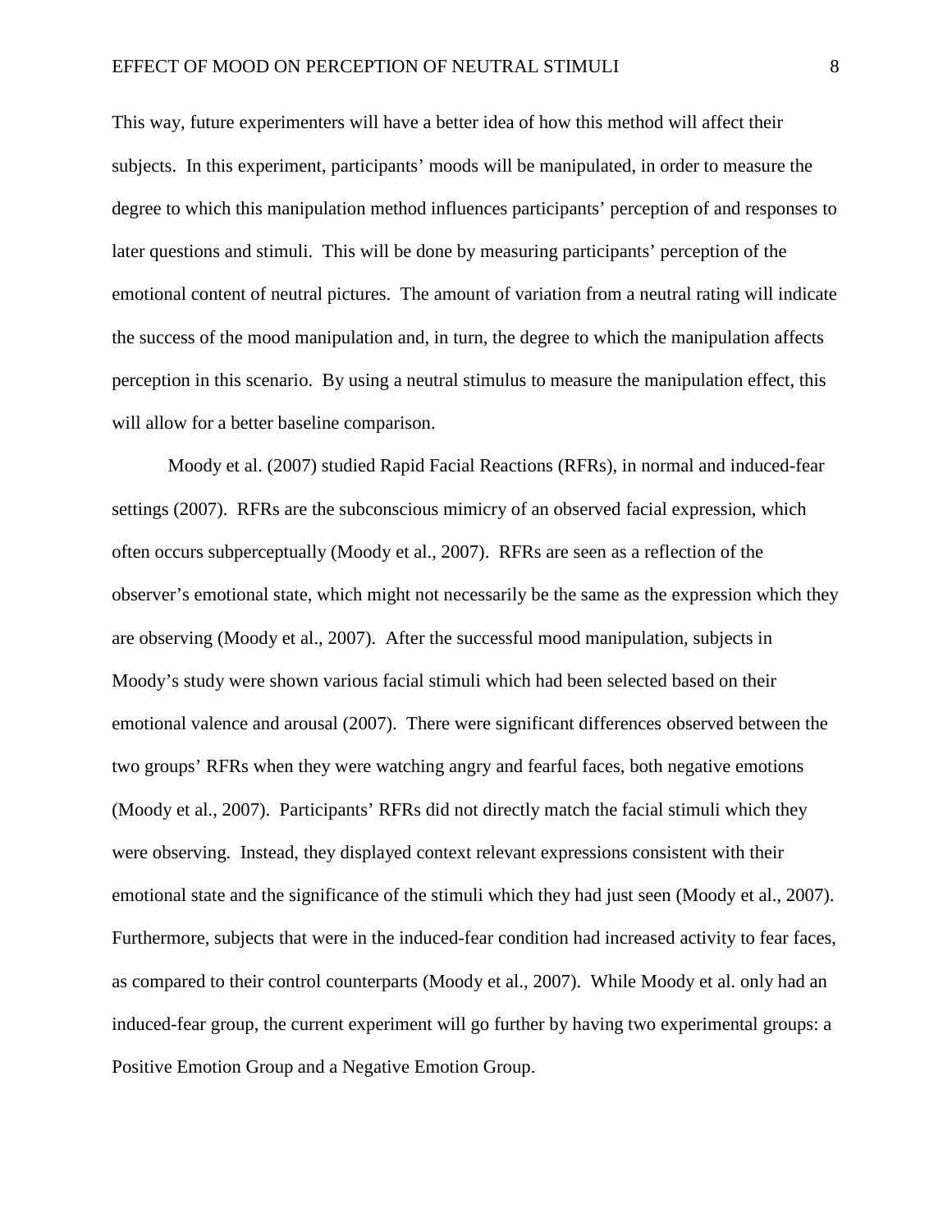This way, future experimenters will have a better idea of how this method will affect their subjects. In this experiment, participants' moods will be manipulated, in order to measure the degree to which this manipulation method influences participants' perception of and responses to later questions and stimuli. This will be done by measuring participants' perception of the emotional content of neutral pictures. The amount of variation from a neutral rating will indicate the success of the mood manipulation and, in turn, the degree to which the manipulation affects perception in this scenario. By using a neutral stimulus to measure the manipulation effect, this will allow for a better baseline comparison.

Moody et al. (2007) studied Rapid Facial Reactions (RFRs), in normal and induced-fear settings (2007). RFRs are the subconscious mimicry of an observed facial expression, which often occurs subperceptually (Moody et al., 2007). RFRs are seen as a reflection of the observer's emotional state, which might not necessarily be the same as the expression which they are observing (Moody et al., 2007). After the successful mood manipulation, subjects in Moody's study were shown various facial stimuli which had been selected based on their emotional valence and arousal (2007). There were significant differences observed between the two groups' RFRs when they were watching angry and fearful faces, both negative emotions (Moody et al., 2007). Participants' RFRs did not directly match the facial stimuli which they were observing. Instead, they displayed context relevant expressions consistent with their emotional state and the significance of the stimuli which they had just seen (Moody et al., 2007). Furthermore, subjects that were in the induced-fear condition had increased activity to fear faces, as compared to their control counterparts (Moody et al., 2007). While Moody et al. only had an induced-fear group, the current experiment will go further by having two experimental groups: a Positive Emotion Group and a Negative Emotion Group.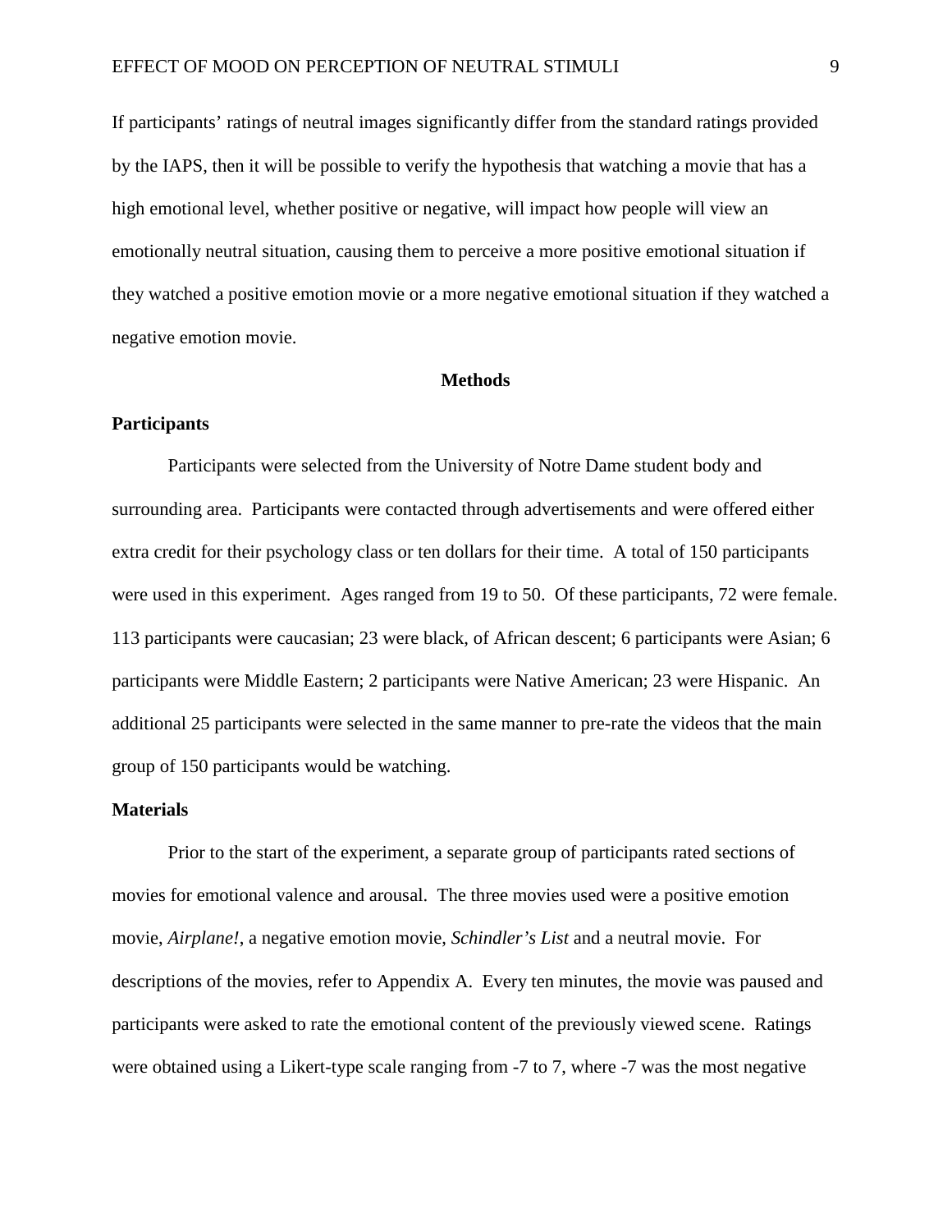If participants' ratings of neutral images significantly differ from the standard ratings provided by the IAPS, then it will be possible to verify the hypothesis that watching a movie that has a high emotional level, whether positive or negative, will impact how people will view an emotionally neutral situation, causing them to perceive a more positive emotional situation if they watched a positive emotion movie or a more negative emotional situation if they watched a negative emotion movie.

## Methods

### Participants

Participants were selected from the University of Notre Dame student body and surrounding area. Participants were contacted through advertisements and were offered either extra credit for their psychology class or ten dollars for their time. A total of 150 participants were used in this experiment. Ages ranged from 19 to 50. Of these participants, 72 were female. 113 participants were caucasian; 23 were black, of African descent; 6 participants were Asian; 6 participants were Middle Eastern; 2 participants were Native American; 23 were Hispanic. An additional 25 participants were selected in the same manner to pre-rate the videos that the main group of 150 participants would be watching.

### Materials

Prior to the start of the experiment, a separate group of participants rated sections of movies for emotional valence and arousal. The three movies used were a positive emotion movie, *Airplane!*, a negative emotion movie, *Schindler's List* and a neutral movie. For descriptions of the movies, refer to Appendix A. Every ten minutes, the movie was paused and participants were asked to rate the emotional content of the previously viewed scene. Ratings were obtained using a Likert-type scale ranging from -7 to 7, where -7 was the most negative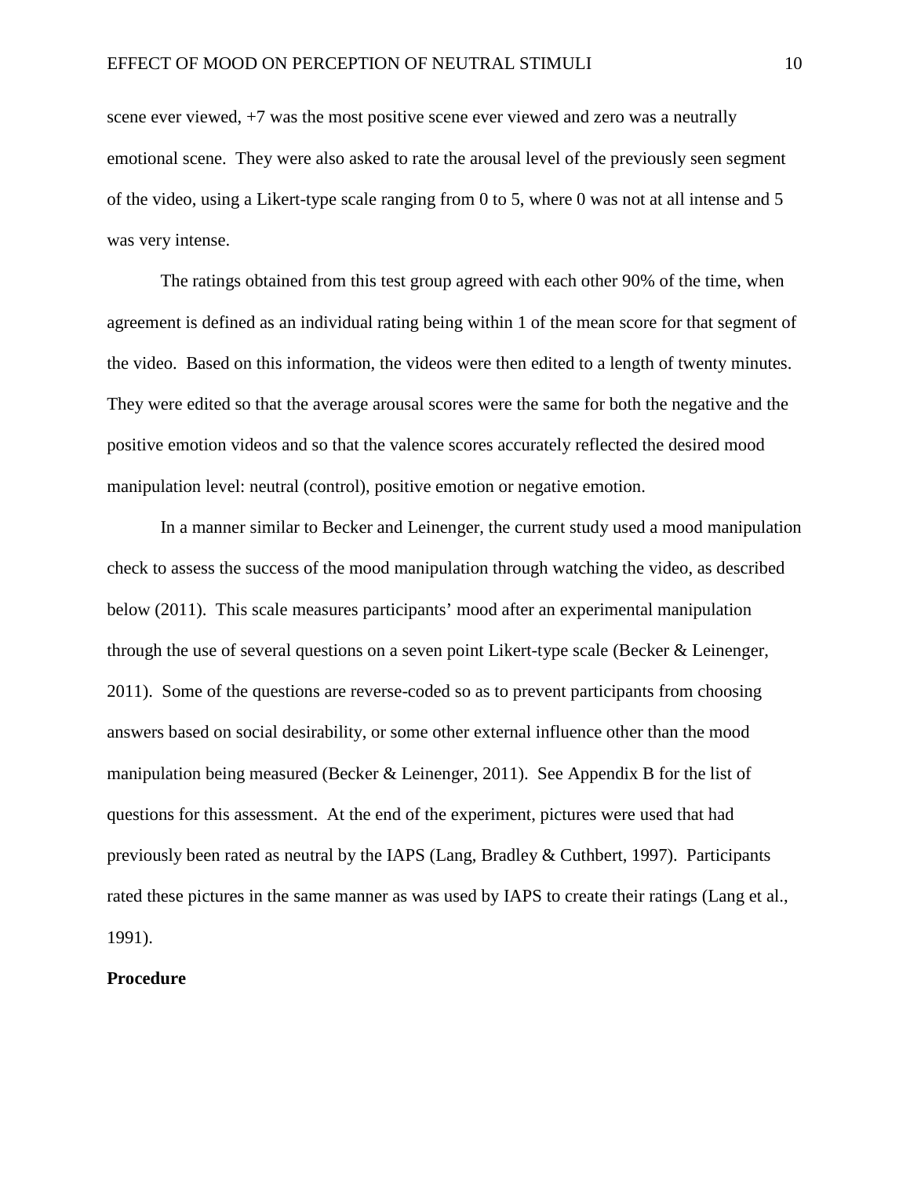scene ever viewed, +7 was the most positive scene ever viewed and zero was a neutrally emotional scene. They were also asked to rate the arousal level of the previously seen segment of the video, using a Likert-type scale ranging from 0 to 5, where 0 was not at all intense and 5 was very intense.

The ratings obtained from this test group agreed with each other 90% of the time, when agreement is defined as an individual rating being within 1 of the mean score for that segment of the video. Based on this information, the videos were then edited to a length of twenty minutes. They were edited so that the average arousal scores were the same for both the negative and the positive emotion videos and so that the valence scores accurately reflected the desired mood manipulation level: neutral (control), positive emotion or negative emotion.

In a manner similar to Becker and Leinenger, the current study used a mood manipulation check to assess the success of the mood manipulation through watching the video, as described below (2011). This scale measures participants' mood after an experimental manipulation through the use of several questions on a seven point Likert-type scale (Becker & Leinenger, 2011). Some of the questions are reverse-coded so as to prevent participants from choosing answers based on social desirability, or some other external influence other than the mood manipulation being measured (Becker & Leinenger, 2011). See Appendix B for the list of questions for this assessment. At the end of the experiment, pictures were used that had previously been rated as neutral by the IAPS (Lang, Bradley & Cuthbert, 1997). Participants rated these pictures in the same manner as was used by IAPS to create their ratings (Lang et al., 1991).

**Procedure**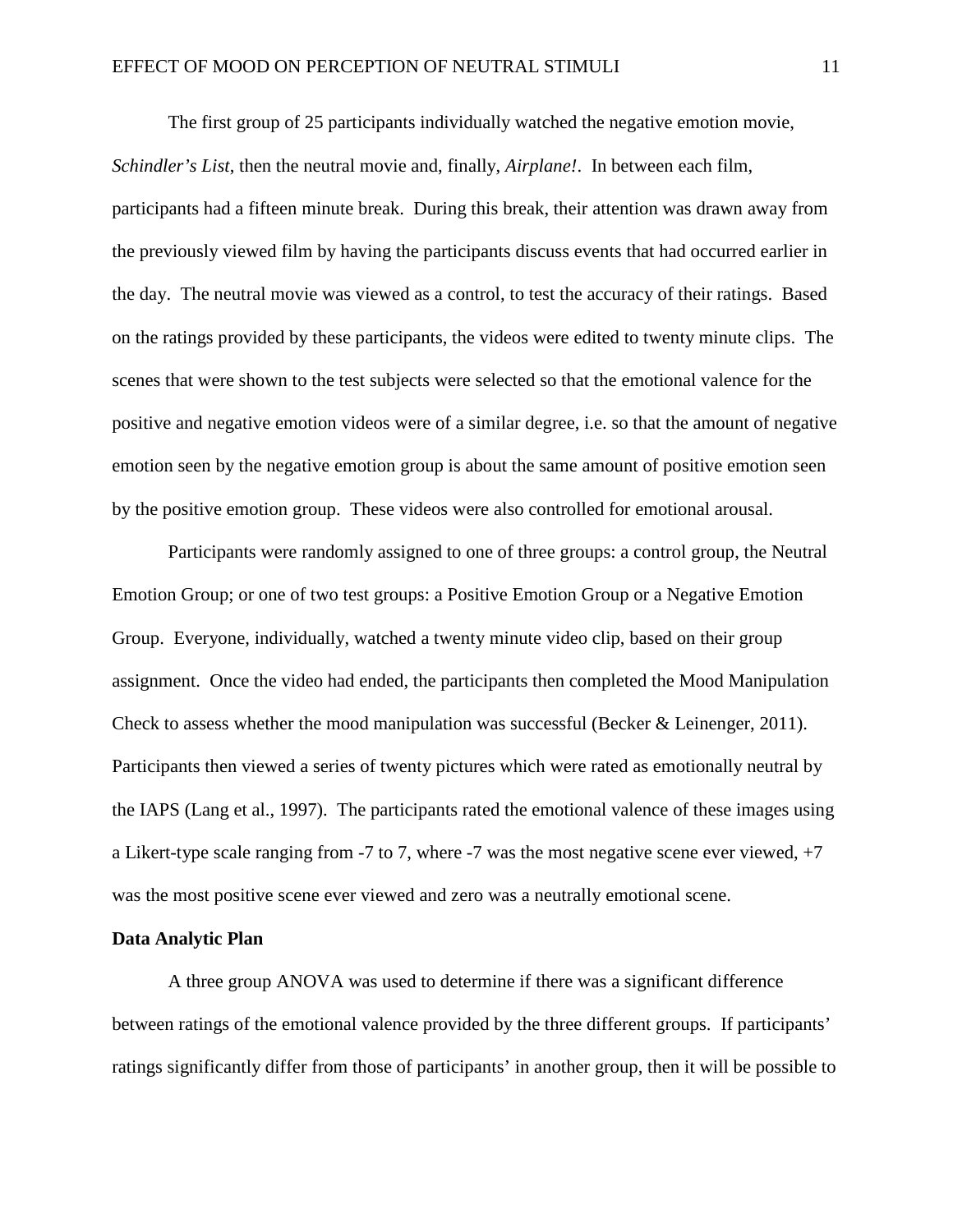The first group of 25 participants individually watched the negative emotion movie, *Schindler's List*, then the neutral movie and, finally, *Airplane!*. In between each film, participants had a fifteen minute break. During this break, their attention was drawn away from the previously viewed film by having the participants discuss events that had occurred earlier in the day. The neutral movie was viewed as a control, to test the accuracy of their ratings. Based on the ratings provided by these participants, the videos were edited to twenty minute clips. The scenes that were shown to the test subjects were selected so that the emotional valence for the positive and negative emotion videos were of a similar degree, i.e. so that the amount of negative emotion seen by the negative emotion group is about the same amount of positive emotion seen by the positive emotion group. These videos were also controlled for emotional arousal.

Participants were randomly assigned to one of three groups: a control group, the Neutral Emotion Group; or one of two test groups: a Positive Emotion Group or a Negative Emotion Group. Everyone, individually, watched a twenty minute video clip, based on their group assignment. Once the video had ended, the participants then completed the Mood Manipulation Check to assess whether the mood manipulation was successful (Becker & Leinenger, 2011). Participants then viewed a series of twenty pictures which were rated as emotionally neutral by the IAPS (Lang et al., 1997). The participants rated the emotional valence of these images using a Likert-type scale ranging from -7 to 7, where -7 was the most negative scene ever viewed, +7 was the most positive scene ever viewed and zero was a neutrally emotional scene.

**Data Analytic Plan**

A three group ANOVA was used to determine if there was a significant difference between ratings of the emotional valence provided by the three different groups. If participants' ratings significantly differ from those of participants' in another group, then it will be possible to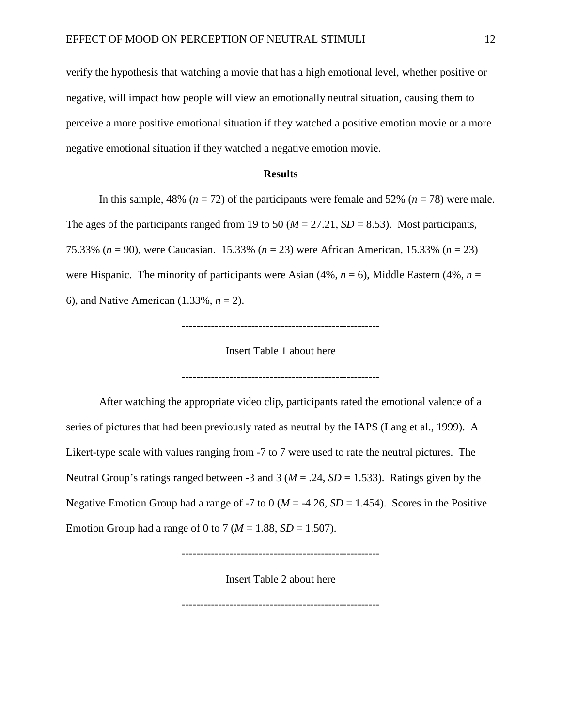verify the hypothesis that watching a movie that has a high emotional level, whether positive or negative, will impact how people will view an emotionally neutral situation, causing them to perceive a more positive emotional situation if they watched a positive emotion movie or a more negative emotional situation if they watched a negative emotion movie.

## Results

In this sample, 48% ($n$ = 72) of the participants were female and 52% ($n$ = 78) were male. The ages of the participants ranged from 19 to 50 ($M$ = 27.21, $SD$ = 8.53). Most participants, 75.33% ($n$ = 90), were Caucasian. 15.33% ($n$ = 23) were African American, 15.33% ($n$ = 23) were Hispanic. The minority of participants were Asian (4%, $n$ = 6), Middle Eastern (4%, $n$ = 6), and Native American (1.33%, $n$ = 2).

-----------------------------------------------------

Insert Table 1 about here

-----------------------------------------------------

After watching the appropriate video clip, participants rated the emotional valence of a series of pictures that had been previously rated as neutral by the IAPS (Lang et al., 1999). A Likert-type scale with values ranging from -7 to 7 were used to rate the neutral pictures. The Neutral Group's ratings ranged between -3 and 3 ($M$ = .24, $SD$ = 1.533). Ratings given by the Negative Emotion Group had a range of -7 to 0 ($M$ = -4.26, $SD$ = 1.454). Scores in the Positive Emotion Group had a range of 0 to 7 ($M$ = 1.88, $SD$ = 1.507).

-----------------------------------------------------

Insert Table 2 about here

-----------------------------------------------------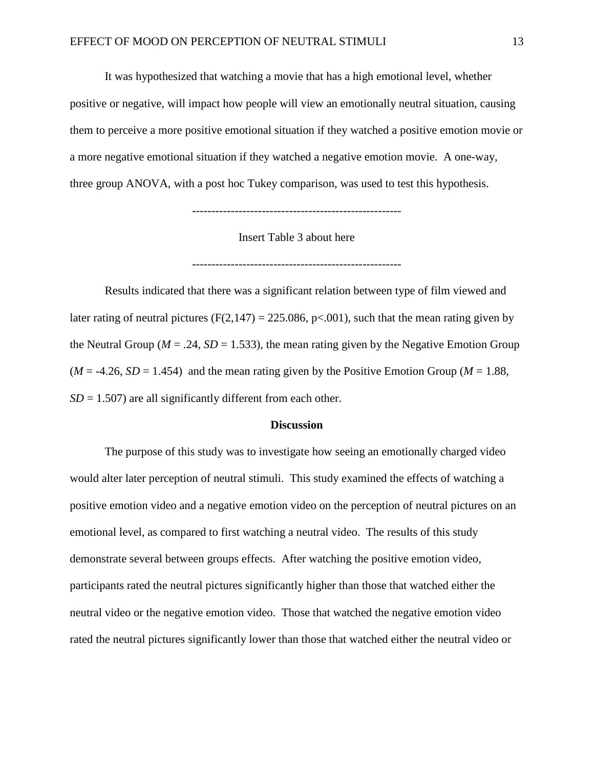It was hypothesized that watching a movie that has a high emotional level, whether positive or negative, will impact how people will view an emotionally neutral situation, causing them to perceive a more positive emotional situation if they watched a positive emotion movie or a more negative emotional situation if they watched a negative emotion movie. A one-way, three group ANOVA, with a post hoc Tukey comparison, was used to test this hypothesis.

------------------------------------------------------

Insert Table 3 about here

------------------------------------------------------

Results indicated that there was a significant relation between type of film viewed and later rating of neutral pictures ($F(2,147) = 225.086$, $p<.001$), such that the mean rating given by the Neutral Group ($M = .24$, $SD = 1.533$), the mean rating given by the Negative Emotion Group ($M = -4.26$, $SD = 1.454$) and the mean rating given by the Positive Emotion Group ($M = 1.88$, $SD = 1.507$) are all significantly different from each other.

## Discussion

The purpose of this study was to investigate how seeing an emotionally charged video would alter later perception of neutral stimuli. This study examined the effects of watching a positive emotion video and a negative emotion video on the perception of neutral pictures on an emotional level, as compared to first watching a neutral video. The results of this study demonstrate several between groups effects. After watching the positive emotion video, participants rated the neutral pictures significantly higher than those that watched either the neutral video or the negative emotion video. Those that watched the negative emotion video rated the neutral pictures significantly lower than those that watched either the neutral video or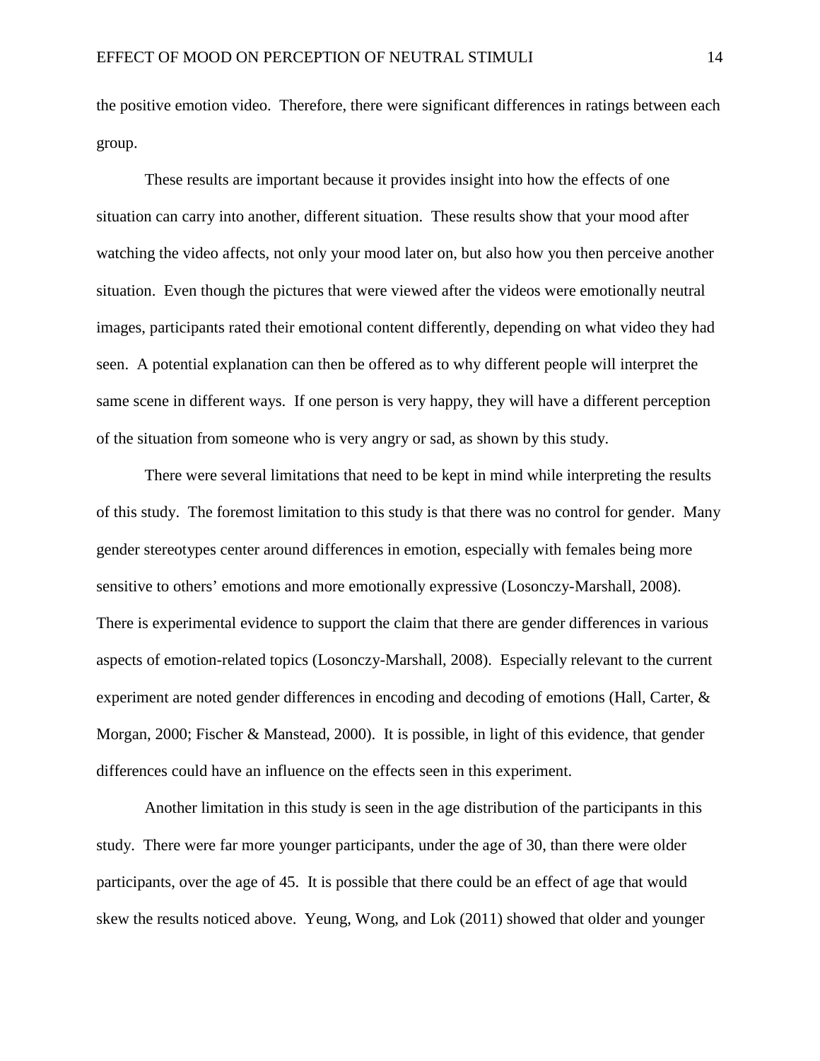the positive emotion video. Therefore, there were significant differences in ratings between each group.

These results are important because it provides insight into how the effects of one situation can carry into another, different situation. These results show that your mood after watching the video affects, not only your mood later on, but also how you then perceive another situation. Even though the pictures that were viewed after the videos were emotionally neutral images, participants rated their emotional content differently, depending on what video they had seen. A potential explanation can then be offered as to why different people will interpret the same scene in different ways. If one person is very happy, they will have a different perception of the situation from someone who is very angry or sad, as shown by this study.

There were several limitations that need to be kept in mind while interpreting the results of this study. The foremost limitation to this study is that there was no control for gender. Many gender stereotypes center around differences in emotion, especially with females being more sensitive to others' emotions and more emotionally expressive (Losonczy-Marshall, 2008). There is experimental evidence to support the claim that there are gender differences in various aspects of emotion-related topics (Losonczy-Marshall, 2008). Especially relevant to the current experiment are noted gender differences in encoding and decoding of emotions (Hall, Carter, & Morgan, 2000; Fischer & Manstead, 2000). It is possible, in light of this evidence, that gender differences could have an influence on the effects seen in this experiment.

Another limitation in this study is seen in the age distribution of the participants in this study. There were far more younger participants, under the age of 30, than there were older participants, over the age of 45. It is possible that there could be an effect of age that would skew the results noticed above. Yeung, Wong, and Lok (2011) showed that older and younger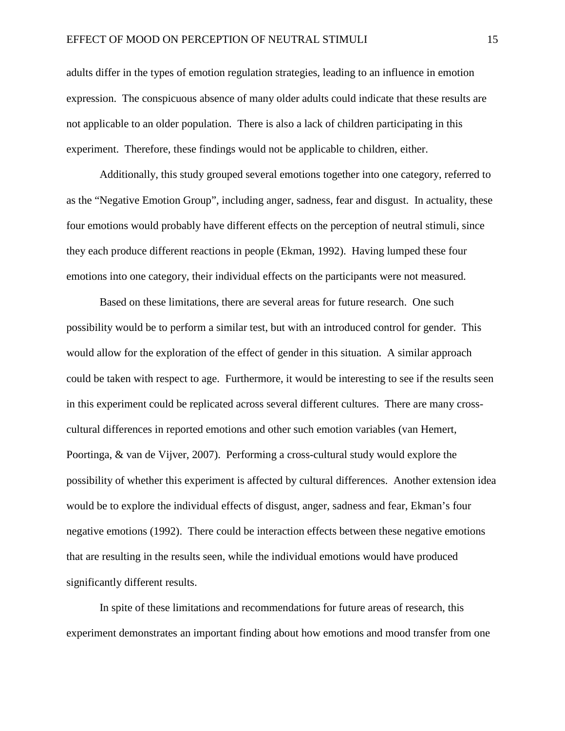adults differ in the types of emotion regulation strategies, leading to an influence in emotion expression. The conspicuous absence of many older adults could indicate that these results are not applicable to an older population. There is also a lack of children participating in this experiment. Therefore, these findings would not be applicable to children, either.

Additionally, this study grouped several emotions together into one category, referred to as the "Negative Emotion Group", including anger, sadness, fear and disgust. In actuality, these four emotions would probably have different effects on the perception of neutral stimuli, since they each produce different reactions in people (Ekman, 1992). Having lumped these four emotions into one category, their individual effects on the participants were not measured.

Based on these limitations, there are several areas for future research. One such possibility would be to perform a similar test, but with an introduced control for gender. This would allow for the exploration of the effect of gender in this situation. A similar approach could be taken with respect to age. Furthermore, it would be interesting to see if the results seen in this experiment could be replicated across several different cultures. There are many cross-cultural differences in reported emotions and other such emotion variables (van Hemert, Poortinga, & van de Vijver, 2007). Performing a cross-cultural study would explore the possibility of whether this experiment is affected by cultural differences. Another extension idea would be to explore the individual effects of disgust, anger, sadness and fear, Ekman's four negative emotions (1992). There could be interaction effects between these negative emotions that are resulting in the results seen, while the individual emotions would have produced significantly different results.

In spite of these limitations and recommendations for future areas of research, this experiment demonstrates an important finding about how emotions and mood transfer from one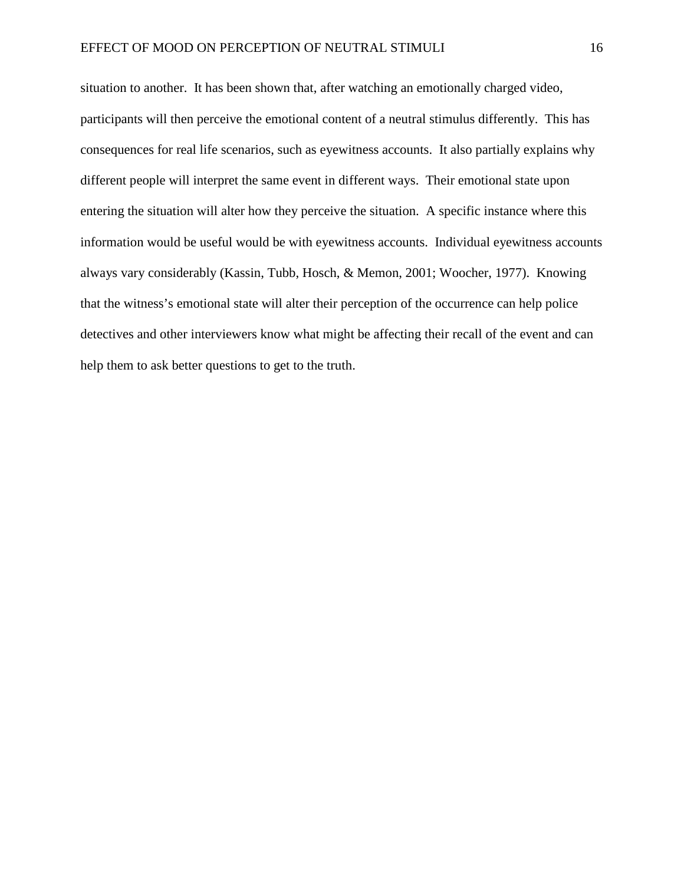situation to another. It has been shown that, after watching an emotionally charged video, participants will then perceive the emotional content of a neutral stimulus differently. This has consequences for real life scenarios, such as eyewitness accounts. It also partially explains why different people will interpret the same event in different ways. Their emotional state upon entering the situation will alter how they perceive the situation. A specific instance where this information would be useful would be with eyewitness accounts. Individual eyewitness accounts always vary considerably (Kassin, Tubb, Hosch, & Memon, 2001; Woocher, 1977). Knowing that the witness's emotional state will alter their perception of the occurrence can help police detectives and other interviewers know what might be affecting their recall of the event and can help them to ask better questions to get to the truth.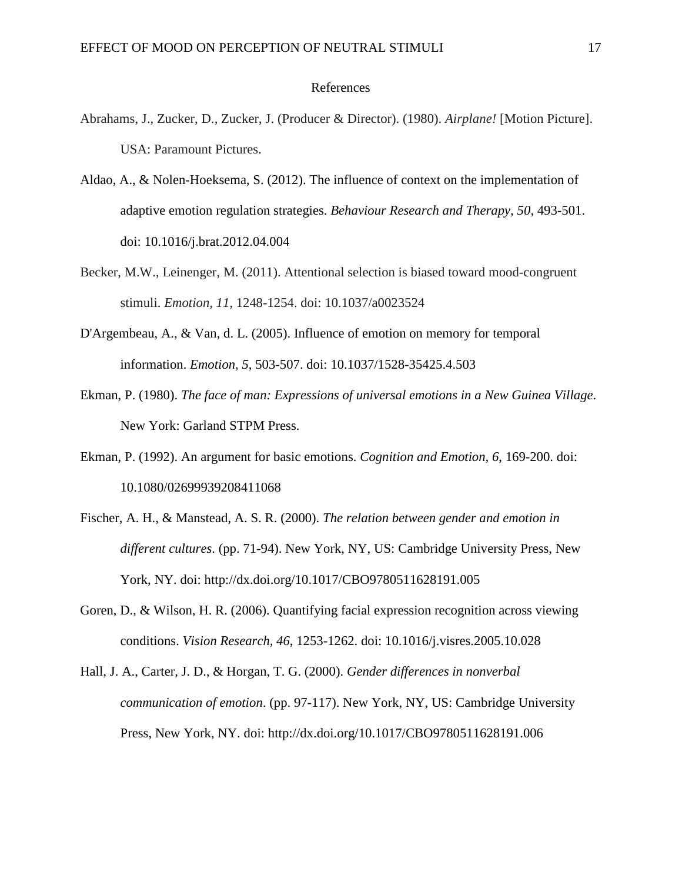# References

Abrahams, J., Zucker, D., Zucker, J. (Producer & Director). (1980). *Airplane!* [Motion Picture]. USA: Paramount Pictures.

Aldao, A., & Nolen-Hoeksema, S. (2012). The influence of context on the implementation of adaptive emotion regulation strategies. *Behaviour Research and Therapy, 50*, 493-501. doi: 10.1016/j.brat.2012.04.004

Becker, M.W., Leinenger, M. (2011). Attentional selection is biased toward mood-congruent stimuli. *Emotion, 11*, 1248-1254. doi: 10.1037/a0023524

D'Argembeau, A., & Van, d. L. (2005). Influence of emotion on memory for temporal information. *Emotion, 5*, 503-507. doi: 10.1037/1528-35425.4.503

Ekman, P. (1980). *The face of man: Expressions of universal emotions in a New Guinea Village*. New York: Garland STPM Press.

Ekman, P. (1992). An argument for basic emotions. *Cognition and Emotion, 6*, 169-200. doi: 10.1080/02699939208411068

Fischer, A. H., & Manstead, A. S. R. (2000). *The relation between gender and emotion in different cultures*. (pp. 71-94). New York, NY, US: Cambridge University Press, New York, NY. doi: http://dx.doi.org/10.1017/CBO9780511628191.005

Goren, D., & Wilson, H. R. (2006). Quantifying facial expression recognition across viewing conditions. *Vision Research, 46*, 1253-1262. doi: 10.1016/j.visres.2005.10.028

Hall, J. A., Carter, J. D., & Horgan, T. G. (2000). *Gender differences in nonverbal communication of emotion*. (pp. 97-117). New York, NY, US: Cambridge University Press, New York, NY. doi: http://dx.doi.org/10.1017/CBO9780511628191.006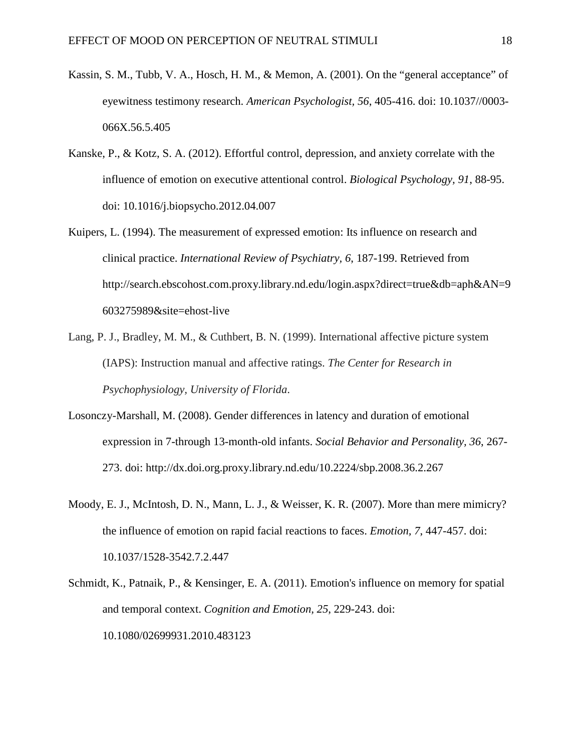Kassin, S. M., Tubb, V. A., Hosch, H. M., & Memon, A. (2001). On the "general acceptance" of eyewitness testimony research. *American Psychologist, 56*, 405-416. doi: 10.1037//0003-066X.56.5.405

Kanske, P., & Kotz, S. A. (2012). Effortful control, depression, and anxiety correlate with the influence of emotion on executive attentional control. *Biological Psychology, 91*, 88-95. doi: 10.1016/j.biopsycho.2012.04.007

Kuipers, L. (1994). The measurement of expressed emotion: Its influence on research and clinical practice. *International Review of Psychiatry, 6*, 187-199. Retrieved from http://search.ebscohost.com.proxy.library.nd.edu/login.aspx?direct=true&db=aph&AN=9603275989&site=ehost-live

Lang, P. J., Bradley, M. M., & Cuthbert, B. N. (1999). International affective picture system (IAPS): Instruction manual and affective ratings. *The Center for Research in Psychophysiology, University of Florida*.

Losonczy-Marshall, M. (2008). Gender differences in latency and duration of emotional expression in 7-through 13-month-old infants. *Social Behavior and Personality, 36*, 267-273. doi: http://dx.doi.org.proxy.library.nd.edu/10.2224/sbp.2008.36.2.267

Moody, E. J., McIntosh, D. N., Mann, L. J., & Weisser, K. R. (2007). More than mere mimicry? the influence of emotion on rapid facial reactions to faces. *Emotion, 7*, 447-457. doi: 10.1037/1528-3542.7.2.447

Schmidt, K., Patnaik, P., & Kensinger, E. A. (2011). Emotion's influence on memory for spatial and temporal context. *Cognition and Emotion, 25*, 229-243. doi: 10.1080/02699931.2010.483123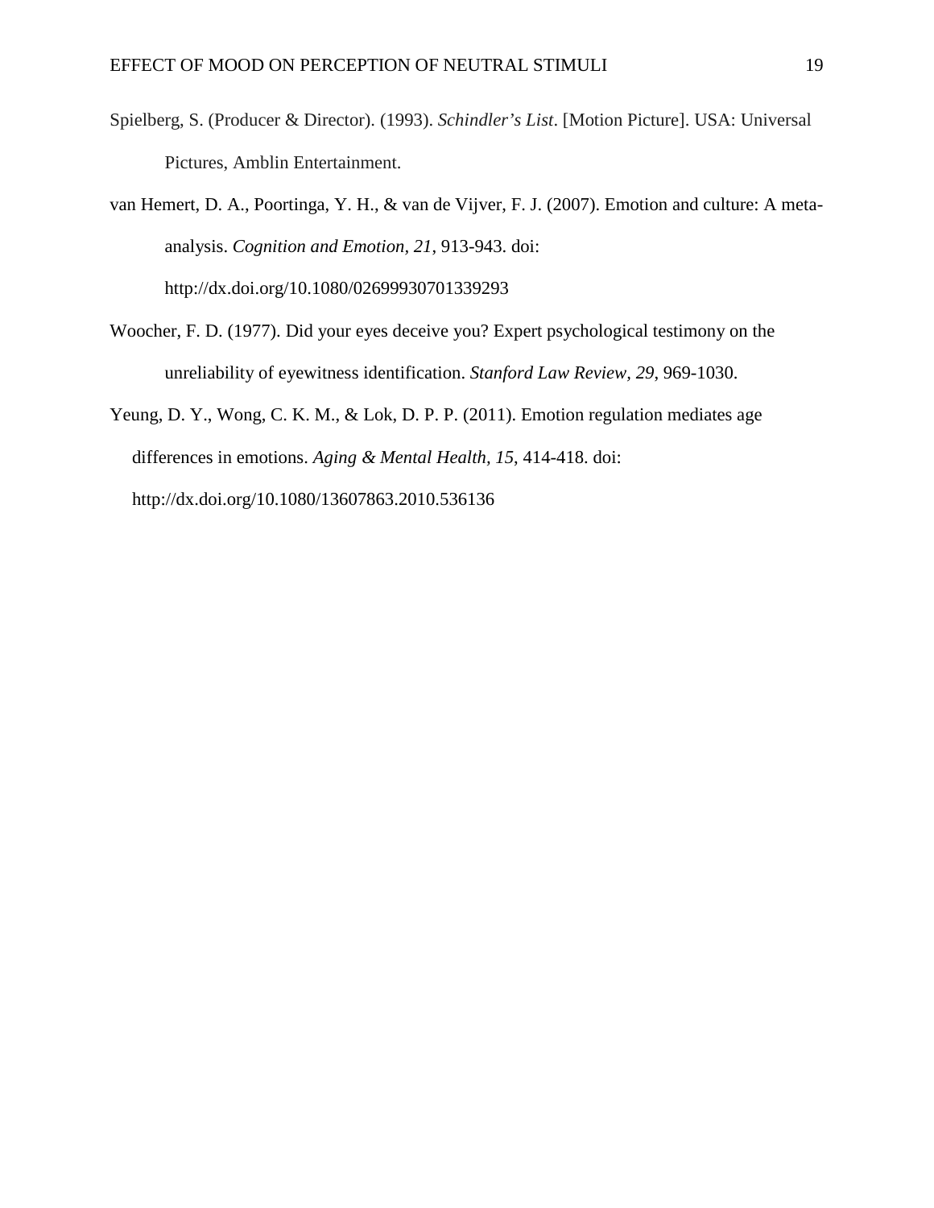Spielberg, S. (Producer & Director). (1993). *Schindler's List*. [Motion Picture]. USA: Universal Pictures, Amblin Entertainment.

van Hemert, D. A., Poortinga, Y. H., & van de Vijver, F. J. (2007). Emotion and culture: A meta-analysis. *Cognition and Emotion, 21*, 913-943. doi: http://dx.doi.org/10.1080/02699930701339293

Woocher, F. D. (1977). Did your eyes deceive you? Expert psychological testimony on the unreliability of eyewitness identification. *Stanford Law Review, 29*, 969-1030.

Yeung, D. Y., Wong, C. K. M., & Lok, D. P. P. (2011). Emotion regulation mediates age differences in emotions. *Aging & Mental Health, 15*, 414-418. doi: http://dx.doi.org/10.1080/13607863.2010.536136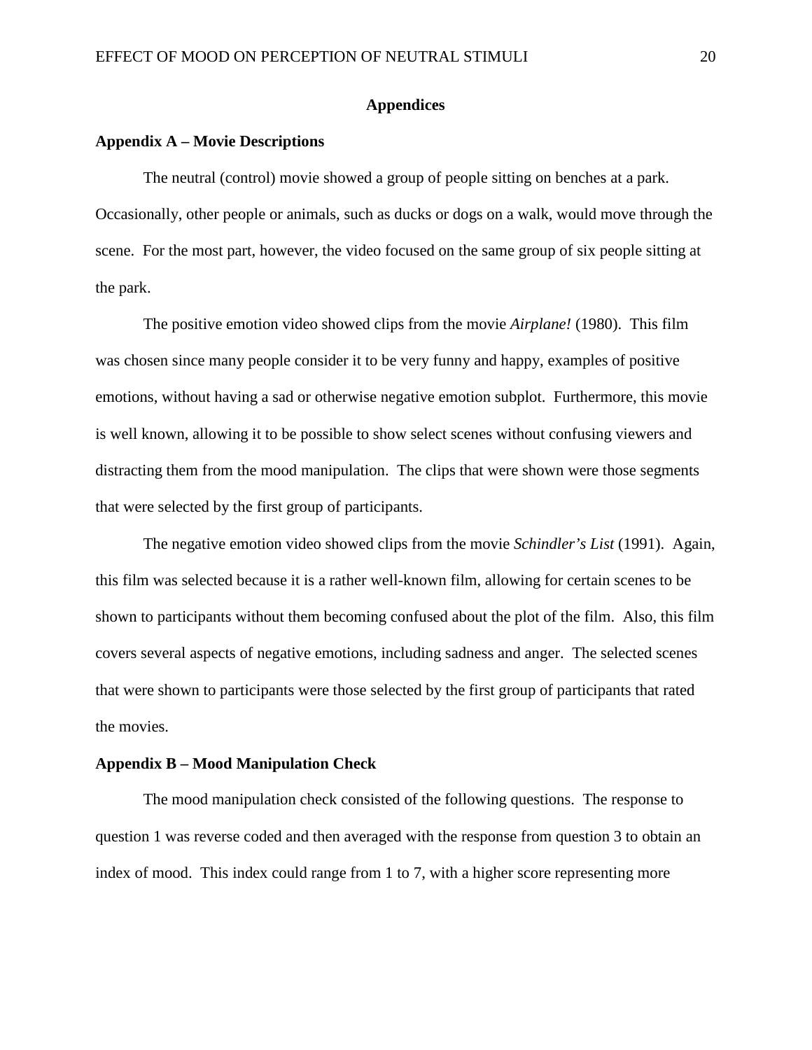# Appendices

## Appendix A – Movie Descriptions

The neutral (control) movie showed a group of people sitting on benches at a park. Occasionally, other people or animals, such as ducks or dogs on a walk, would move through the scene. For the most part, however, the video focused on the same group of six people sitting at the park.

The positive emotion video showed clips from the movie *Airplane!* (1980). This film was chosen since many people consider it to be very funny and happy, examples of positive emotions, without having a sad or otherwise negative emotion subplot. Furthermore, this movie is well known, allowing it to be possible to show select scenes without confusing viewers and distracting them from the mood manipulation. The clips that were shown were those segments that were selected by the first group of participants.

The negative emotion video showed clips from the movie *Schindler's List* (1991). Again, this film was selected because it is a rather well-known film, allowing for certain scenes to be shown to participants without them becoming confused about the plot of the film. Also, this film covers several aspects of negative emotions, including sadness and anger. The selected scenes that were shown to participants were those selected by the first group of participants that rated the movies.

## Appendix B – Mood Manipulation Check

The mood manipulation check consisted of the following questions. The response to question 1 was reverse coded and then averaged with the response from question 3 to obtain an index of mood. This index could range from 1 to 7, with a higher score representing more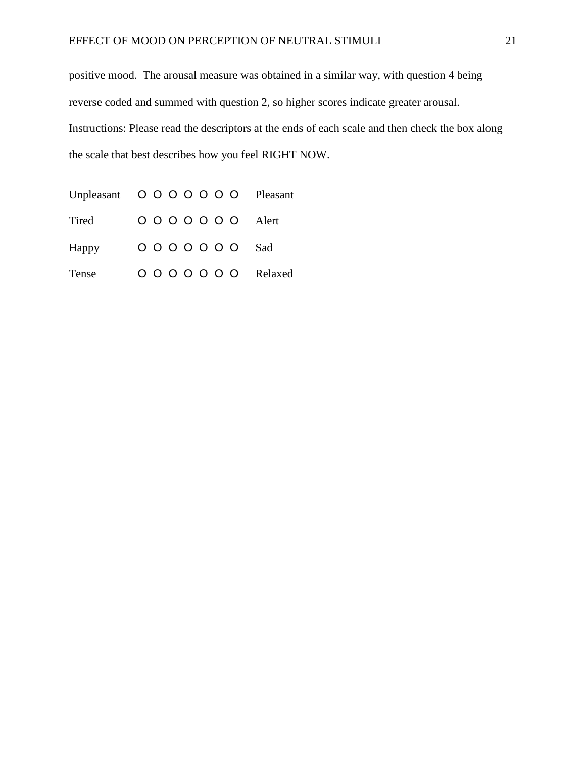positive mood. The arousal measure was obtained in a similar way, with question 4 being reverse coded and summed with question 2, so higher scores indicate greater arousal.

Instructions: Please read the descriptors at the ends of each scale and then check the box along the scale that best describes how you feel RIGHT NOW.

Unpleasant O O O O O O O Pleasant

Tired O O O O O O O Alert

Happy O O O O O O O Sad

Tense O O O O O O O Relaxed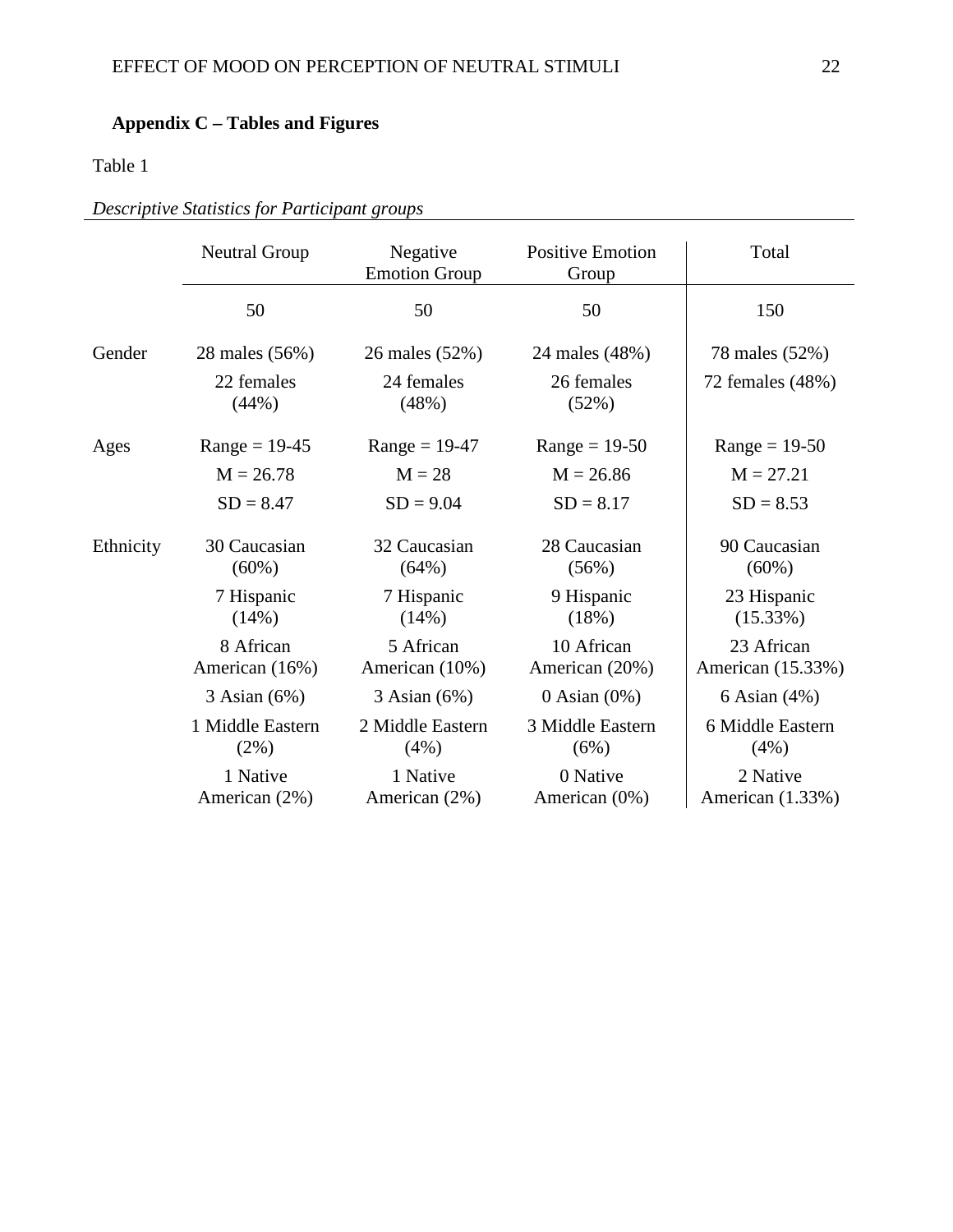**Appendix C – Tables and Figures**

Table 1

*Descriptive Statistics for Participant groups*

| | Neutral Group | Negative Emotion Group | Positive Emotion Group | Total |
|---|---|---|---|---|
| | 50 | 50 | 50 | 150 |
| Gender | 28 males (56%) | 26 males (52%) | 24 males (48%) | 78 males (52%) |
| | 22 females (44%) | 24 females (48%) | 26 females (52%) | 72 females (48%) |
| Ages | Range = 19-45 | Range = 19-47 | Range = 19-50 | Range = 19-50 |
| | M = 26.78 | M = 28 | M = 26.86 | M = 27.21 |
| | SD = 8.47 | SD = 9.04 | SD = 8.17 | SD = 8.53 |
| Ethnicity | 30 Caucasian (60%) | 32 Caucasian (64%) | 28 Caucasian (56%) | 90 Caucasian (60%) |
| | 7 Hispanic (14%) | 7 Hispanic (14%) | 9 Hispanic (18%) | 23 Hispanic (15.33%) |
| | 8 African American (16%) | 5 African American (10%) | 10 African American (20%) | 23 African American (15.33%) |
| | 3 Asian (6%) | 3 Asian (6%) | 0 Asian (0%) | 6 Asian (4%) |
| | 1 Middle Eastern (2%) | 2 Middle Eastern (4%) | 3 Middle Eastern (6%) | 6 Middle Eastern (4%) |
| | 1 Native American (2%) | 1 Native American (2%) | 0 Native American (0%) | 2 Native American (1.33%) |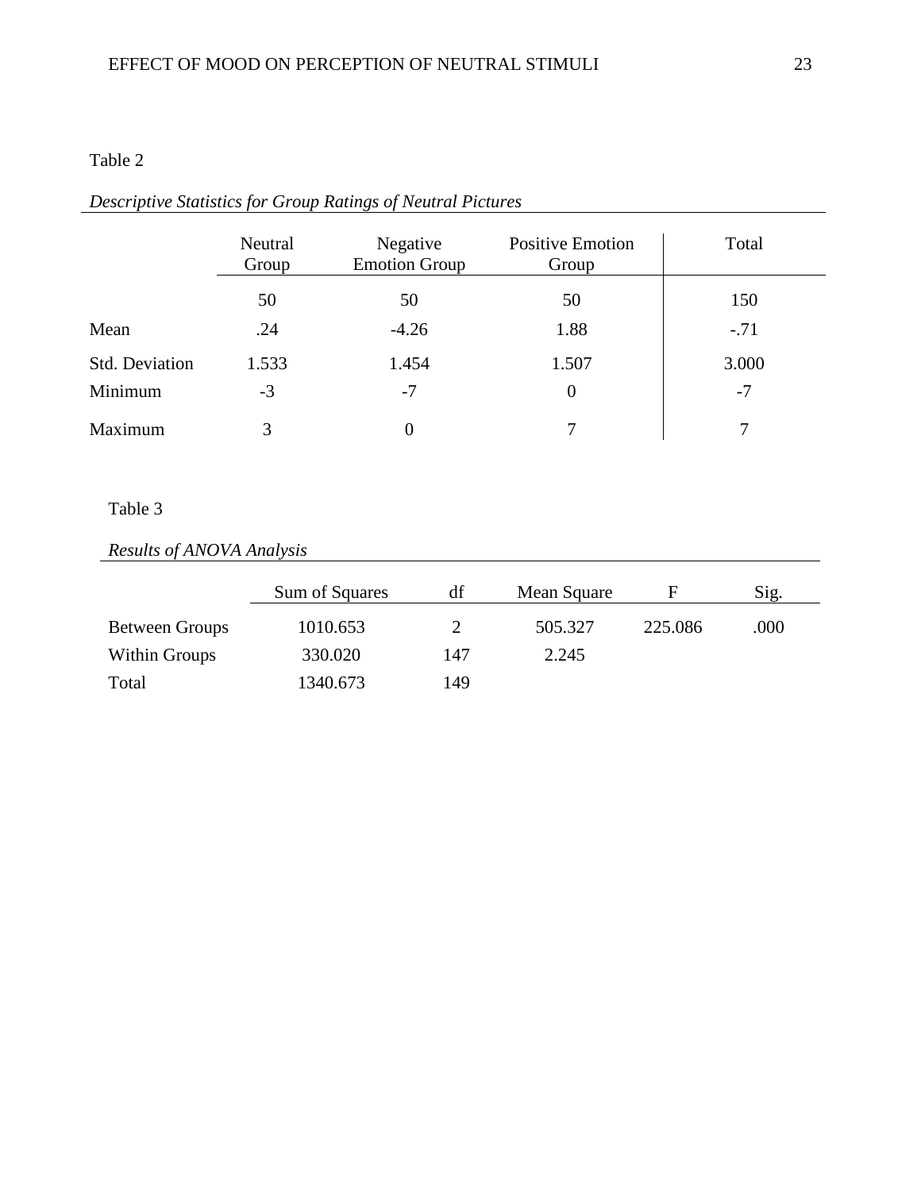Table 2

*Descriptive Statistics for Group Ratings of Neutral Pictures*

| | Neutral Group | Negative Emotion Group | Positive Emotion Group | Total |
|---|---|---|---|---|
| | 50 | 50 | 50 | 150 |
| Mean | .24 | -4.26 | 1.88 | -.71 |
| Std. Deviation | 1.533 | 1.454 | 1.507 | 3.000 |
| Minimum | -3 | -7 | 0 | -7 |
| Maximum | 3 | 0 | 7 | 7 |

Table 3

*Results of ANOVA Analysis*

| | Sum of Squares | df | Mean Square | F | Sig. |
|---|---|---|---|---|---|
| Between Groups | 1010.653 | 2 | 505.327 | 225.086 | .000 |
| Within Groups | 330.020 | 147 | 2.245 | | |
| Total | 1340.673 | 149 | | | |